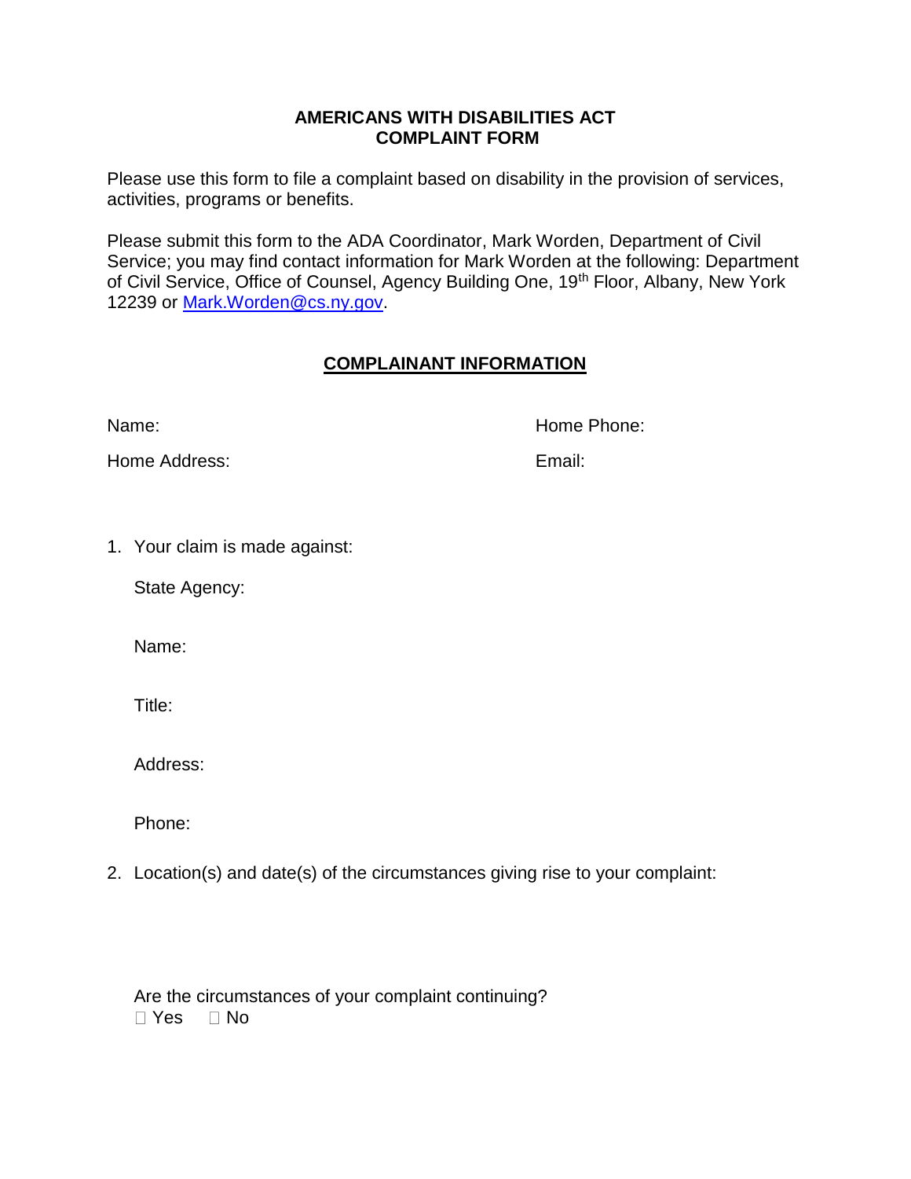**AMERICANS WITH DISABILITIES ACT**
**COMPLAINT FORM**

Please use this form to file a complaint based on disability in the provision of services, activities, programs or benefits.

Please submit this form to the ADA Coordinator, Mark Worden, Department of Civil Service; you may find contact information for Mark Worden at the following: Department of Civil Service, Office of Counsel, Agency Building One, 19th Floor, Albany, New York 12239 or [Mark.Worden@cs.ny.gov](mailto:Mark.Worden@cs.ny.gov).

## COMPLAINANT INFORMATION

Name:

Home Phone:

Home Address:

Email:

1. Your claim is made against:

   State Agency:

   Name:

   Title:

   Address:

   Phone:

2. Location(s) and date(s) of the circumstances giving rise to your complaint:

   Are the circumstances of your complaint continuing?
   ☐ Yes ☐ No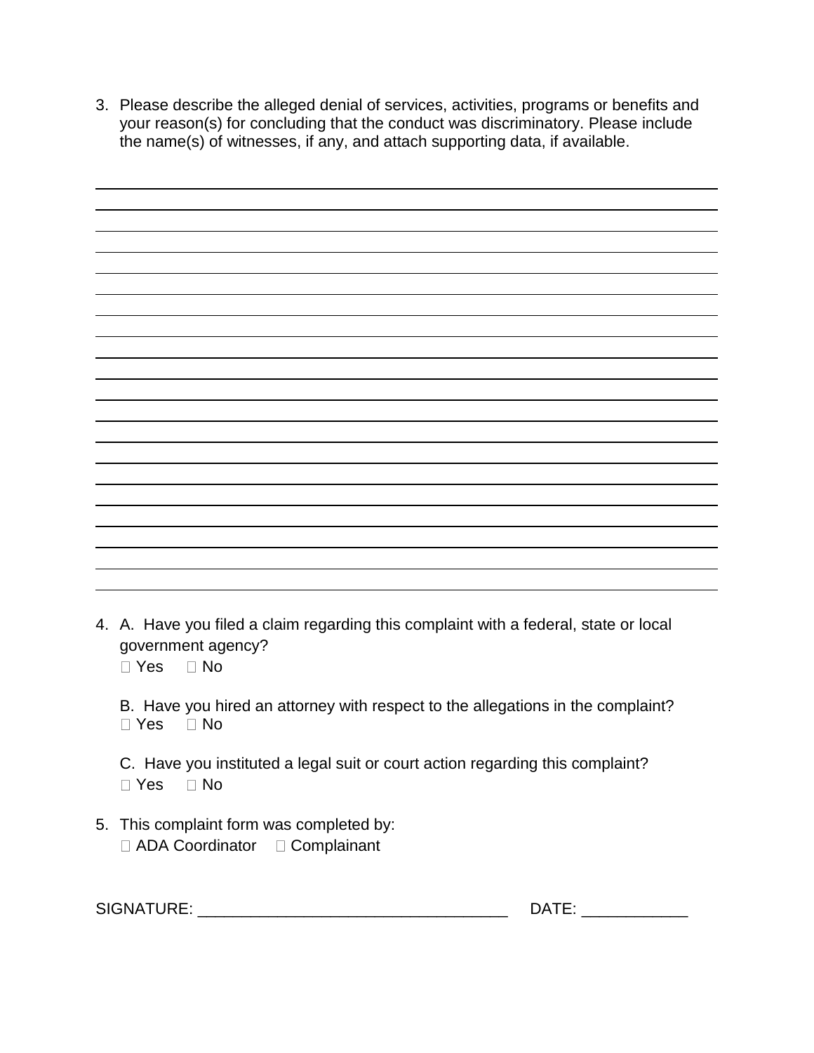3. Please describe the alleged denial of services, activities, programs or benefits and your reason(s) for concluding that the conduct was discriminatory. Please include the name(s) of witnesses, if any, and attach supporting data, if available.

\_\_\_\_\_\_\_\_\_\_\_\_\_\_\_\_\_\_\_\_\_\_\_\_\_\_\_\_\_\_\_\_\_\_\_\_\_\_\_\_\_\_\_\_\_\_\_\_\_\_\_\_\_\_\_\_\_\_\_\_\_\_\_\_\_\_\_\_

\_\_\_\_\_\_\_\_\_\_\_\_\_\_\_\_\_\_\_\_\_\_\_\_\_\_\_\_\_\_\_\_\_\_\_\_\_\_\_\_\_\_\_\_\_\_\_\_\_\_\_\_\_\_\_\_\_\_\_\_\_\_\_\_\_\_\_\_

\_\_\_\_\_\_\_\_\_\_\_\_\_\_\_\_\_\_\_\_\_\_\_\_\_\_\_\_\_\_\_\_\_\_\_\_\_\_\_\_\_\_\_\_\_\_\_\_\_\_\_\_\_\_\_\_\_\_\_\_\_\_\_\_\_\_\_\_

\_\_\_\_\_\_\_\_\_\_\_\_\_\_\_\_\_\_\_\_\_\_\_\_\_\_\_\_\_\_\_\_\_\_\_\_\_\_\_\_\_\_\_\_\_\_\_\_\_\_\_\_\_\_\_\_\_\_\_\_\_\_\_\_\_\_\_\_

\_\_\_\_\_\_\_\_\_\_\_\_\_\_\_\_\_\_\_\_\_\_\_\_\_\_\_\_\_\_\_\_\_\_\_\_\_\_\_\_\_\_\_\_\_\_\_\_\_\_\_\_\_\_\_\_\_\_\_\_\_\_\_\_\_\_\_\_

\_\_\_\_\_\_\_\_\_\_\_\_\_\_\_\_\_\_\_\_\_\_\_\_\_\_\_\_\_\_\_\_\_\_\_\_\_\_\_\_\_\_\_\_\_\_\_\_\_\_\_\_\_\_\_\_\_\_\_\_\_\_\_\_\_\_\_\_

\_\_\_\_\_\_\_\_\_\_\_\_\_\_\_\_\_\_\_\_\_\_\_\_\_\_\_\_\_\_\_\_\_\_\_\_\_\_\_\_\_\_\_\_\_\_\_\_\_\_\_\_\_\_\_\_\_\_\_\_\_\_\_\_\_\_\_\_

\_\_\_\_\_\_\_\_\_\_\_\_\_\_\_\_\_\_\_\_\_\_\_\_\_\_\_\_\_\_\_\_\_\_\_\_\_\_\_\_\_\_\_\_\_\_\_\_\_\_\_\_\_\_\_\_\_\_\_\_\_\_\_\_\_\_\_\_

\_\_\_\_\_\_\_\_\_\_\_\_\_\_\_\_\_\_\_\_\_\_\_\_\_\_\_\_\_\_\_\_\_\_\_\_\_\_\_\_\_\_\_\_\_\_\_\_\_\_\_\_\_\_\_\_\_\_\_\_\_\_\_\_\_\_\_\_

\_\_\_\_\_\_\_\_\_\_\_\_\_\_\_\_\_\_\_\_\_\_\_\_\_\_\_\_\_\_\_\_\_\_\_\_\_\_\_\_\_\_\_\_\_\_\_\_\_\_\_\_\_\_\_\_\_\_\_\_\_\_\_\_\_\_\_\_

\_\_\_\_\_\_\_\_\_\_\_\_\_\_\_\_\_\_\_\_\_\_\_\_\_\_\_\_\_\_\_\_\_\_\_\_\_\_\_\_\_\_\_\_\_\_\_\_\_\_\_\_\_\_\_\_\_\_\_\_\_\_\_\_\_\_\_\_

\_\_\_\_\_\_\_\_\_\_\_\_\_\_\_\_\_\_\_\_\_\_\_\_\_\_\_\_\_\_\_\_\_\_\_\_\_\_\_\_\_\_\_\_\_\_\_\_\_\_\_\_\_\_\_\_\_\_\_\_\_\_\_\_\_\_\_\_

\_\_\_\_\_\_\_\_\_\_\_\_\_\_\_\_\_\_\_\_\_\_\_\_\_\_\_\_\_\_\_\_\_\_\_\_\_\_\_\_\_\_\_\_\_\_\_\_\_\_\_\_\_\_\_\_\_\_\_\_\_\_\_\_\_\_\_\_

\_\_\_\_\_\_\_\_\_\_\_\_\_\_\_\_\_\_\_\_\_\_\_\_\_\_\_\_\_\_\_\_\_\_\_\_\_\_\_\_\_\_\_\_\_\_\_\_\_\_\_\_\_\_\_\_\_\_\_\_\_\_\_\_\_\_\_\_

\_\_\_\_\_\_\_\_\_\_\_\_\_\_\_\_\_\_\_\_\_\_\_\_\_\_\_\_\_\_\_\_\_\_\_\_\_\_\_\_\_\_\_\_\_\_\_\_\_\_\_\_\_\_\_\_\_\_\_\_\_\_\_\_\_\_\_\_

\_\_\_\_\_\_\_\_\_\_\_\_\_\_\_\_\_\_\_\_\_\_\_\_\_\_\_\_\_\_\_\_\_\_\_\_\_\_\_\_\_\_\_\_\_\_\_\_\_\_\_\_\_\_\_\_\_\_\_\_\_\_\_\_\_\_\_\_

\_\_\_\_\_\_\_\_\_\_\_\_\_\_\_\_\_\_\_\_\_\_\_\_\_\_\_\_\_\_\_\_\_\_\_\_\_\_\_\_\_\_\_\_\_\_\_\_\_\_\_\_\_\_\_\_\_\_\_\_\_\_\_\_\_\_\_\_

\_\_\_\_\_\_\_\_\_\_\_\_\_\_\_\_\_\_\_\_\_\_\_\_\_\_\_\_\_\_\_\_\_\_\_\_\_\_\_\_\_\_\_\_\_\_\_\_\_\_\_\_\_\_\_\_\_\_\_\_\_\_\_\_\_\_\_\_

\_\_\_\_\_\_\_\_\_\_\_\_\_\_\_\_\_\_\_\_\_\_\_\_\_\_\_\_\_\_\_\_\_\_\_\_\_\_\_\_\_\_\_\_\_\_\_\_\_\_\_\_\_\_\_\_\_\_\_\_\_\_\_\_\_\_\_\_

\_\_\_\_\_\_\_\_\_\_\_\_\_\_\_\_\_\_\_\_\_\_\_\_\_\_\_\_\_\_\_\_\_\_\_\_\_\_\_\_\_\_\_\_\_\_\_\_\_\_\_\_\_\_\_\_\_\_\_\_\_\_\_\_\_\_\_\_

4. A. Have you filed a claim regarding this complaint with a federal, state or local government agency?
   
   ☐ Yes ☐ No

   B. Have you hired an attorney with respect to the allegations in the complaint?
   
   ☐ Yes ☐ No

   C. Have you instituted a legal suit or court action regarding this complaint?
   
   ☐ Yes ☐ No

5. This complaint form was completed by:
   
   ☐ ADA Coordinator ☐ Complainant

SIGNATURE: \_\_\_\_\_\_\_\_\_\_\_\_\_\_\_\_\_\_\_\_\_\_\_\_\_\_\_\_\_\_\_\_\_\_\_ DATE: \_\_\_\_\_\_\_\_\_\_\_\_